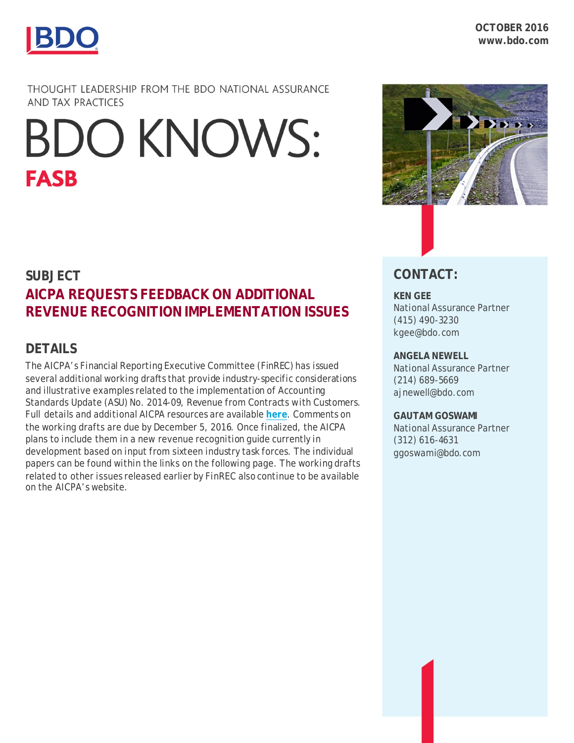BDO

OCTOBER 2016
www.bdo.com

THOUGHT LEADERSHIP FROM THE BDO NATIONAL ASSURANCE AND TAX PRACTICES

# BDO KNOWS: FASB

## SUBJECT

## AICPA REQUESTS FEEDBACK ON ADDITIONAL REVENUE RECOGNITION IMPLEMENTATION ISSUES

## DETAILS

The AICPA's Financial Reporting Executive Committee (FinREC) has issued several additional working drafts that provide industry-specific considerations and illustrative examples related to the implementation of Accounting Standards Update (ASU) No. 2014-09, Revenue from Contracts with Customers. Full details and additional AICPA resources are available **here**. Comments on the working drafts are due by December 5, 2016. Once finalized, the AICPA plans to include them in a new revenue recognition guide currently in development based on input from sixteen industry task forces. The individual papers can be found within the links on the following page. The working drafts related to other issues released earlier by FinREC also continue to be available on the AICPA's website.

## CONTACT:

**KEN GEE**
National Assurance Partner
(415) 490-3230
kgee@bdo.com

**ANGELA NEWELL**
National Assurance Partner
(214) 689-5669
ajnewell@bdo.com

**GAUTAM GOSWAMI**
National Assurance Partner
(312) 616-4631
ggoswami@bdo.com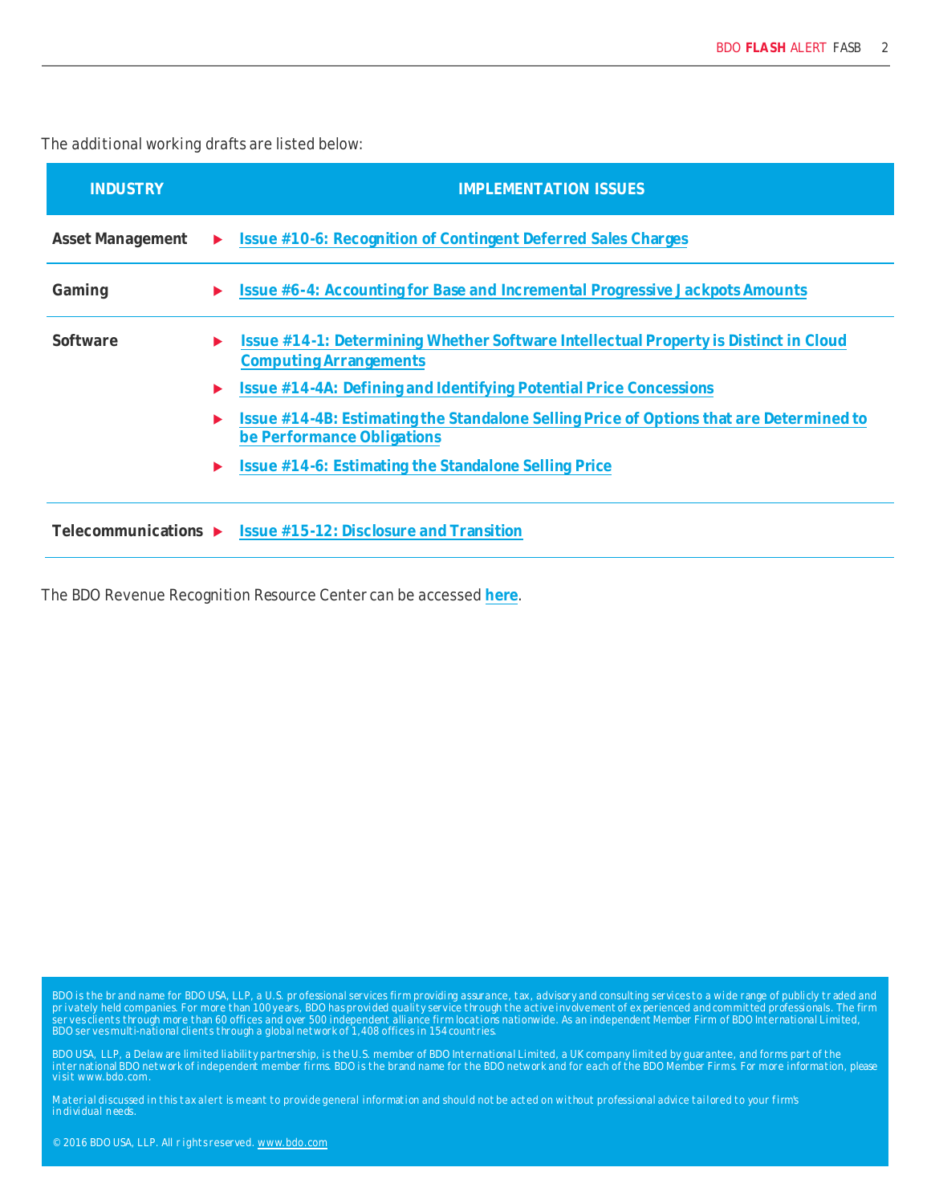The additional working drafts are listed below:

| INDUSTRY | IMPLEMENTATION ISSUES |
| --- | --- |
| Asset Management | ▶ **Issue #10-6: Recognition of Contingent Deferred Sales Charges** |
| Gaming | ▶ **Issue #6-4: Accounting for Base and Incremental Progressive Jackpots Amounts** |
| Software | ▶ **Issue #14-1: Determining Whether Software Intellectual Property is Distinct in Cloud Computing Arrangements**<br>▶ **Issue #14-4A: Defining and Identifying Potential Price Concessions**<br>▶ **Issue #14-4B: Estimating the Standalone Selling Price of Options that are Determined to be Performance Obligations**<br>▶ **Issue #14-6: Estimating the Standalone Selling Price** |
| Telecommunications | ▶ **Issue #15-12: Disclosure and Transition** |

The BDO Revenue Recognition Resource Center can be accessed **here**.

BDO is the brand name for BDO USA, LLP, a U.S. professional services firm providing assurance, tax, advisory and consulting services to a wide range of publicly traded and privately held companies. For more than 100 years, BDO has provided quality service through the active involvement of experienced and committed professionals. The firm serves clients through more than 60 offices and over 500 independent alliance firm locations nationwide. As an independent Member Firm of BDO International Limited, BDO serves multi-national clients through a global network of 1,408 offices in 154 countries.

BDO USA, LLP, a Delaware limited liability partnership, is the U.S. member of BDO International Limited, a UK company limited by guarantee, and forms part of the international BDO network of independent member firms. BDO is the brand name for the BDO network and for each of the BDO Member Firms. For more information, please visit www.bdo.com.

Material discussed in this tax alert is meant to provide general information and should not be acted on without professional advice tailored to your firm's individual needs.

© 2016 BDO USA, LLP. All rights reserved. www.bdo.com